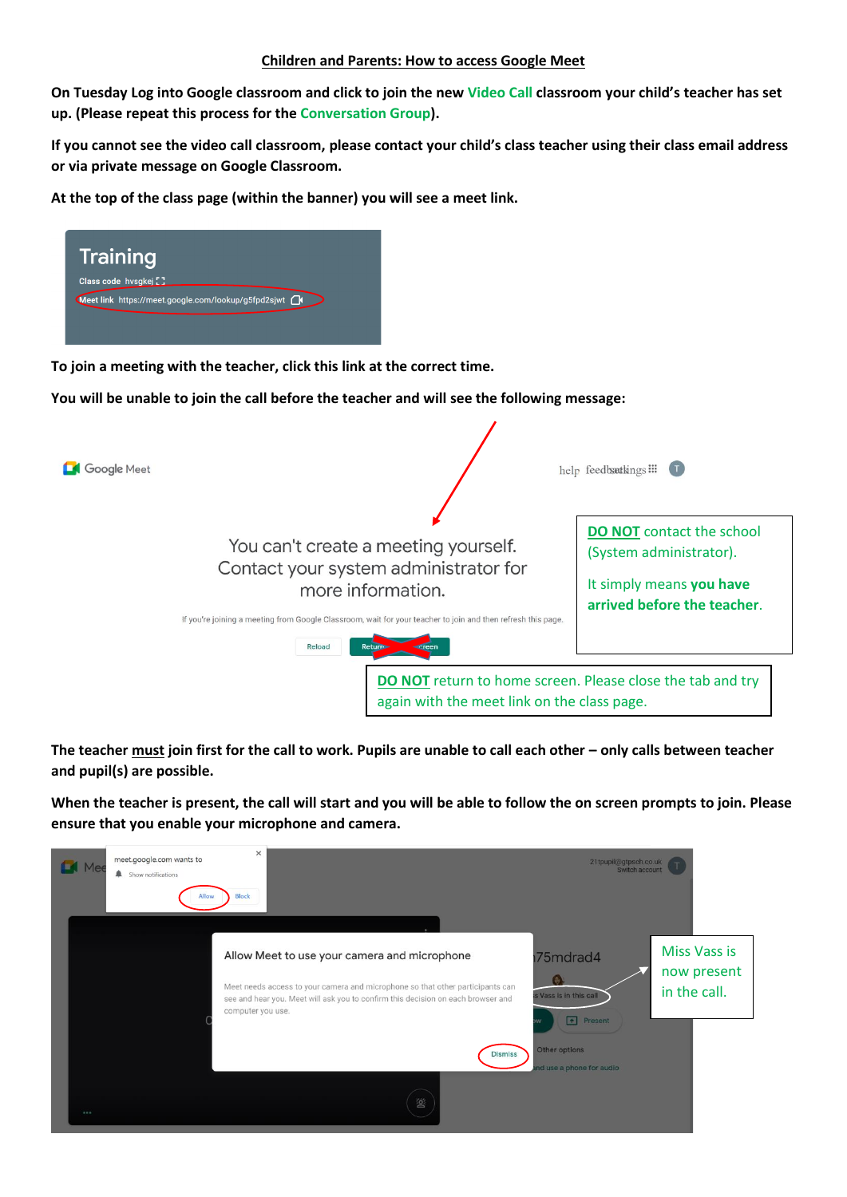**Children and Parents: How to access Google Meet**

**On Tuesday Log into Google classroom and click to join the new Video Call classroom your child's teacher has set up. (Please repeat this process for the Conversation Group).**

**If you cannot see the video call classroom, please contact your child's class teacher using their class email address or via private message on Google Classroom.**

**At the top of the class page (within the banner) you will see a meet link.**

Training

Class code hvsgkej

Meet link https://meet.google.com/lookup/g5fpd2sjwt

**To join a meeting with the teacher, click this link at the correct time.**

**You will be unable to join the call before the teacher and will see the following message:**

Google Meet

You can't create a meeting yourself. Contact your system administrator for more information.

If you're joining a meeting from Google Classroom, wait for your teacher to join and then refresh this page.

Reload | Return to home screen

**DO NOT** contact the school (System administrator).

It simply means **you have arrived before the teacher**.

**DO NOT** return to home screen. Please close the tab and try again with the meet link on the class page.

**The teacher must join first for the call to work. Pupils are unable to call each other – only calls between teacher and pupil(s) are possible.**

**When the teacher is present, the call will start and you will be able to follow the on screen prompts to join. Please ensure that you enable your microphone and camera.**

meet.google.com wants to

Show notifications

Allow | Block

Allow Meet to use your camera and microphone

Meet needs access to your camera and microphone so that other participants can see and hear you. Meet will ask you to confirm this decision on each browser and computer you use.

Dismiss

Miss Vass is now present in the call.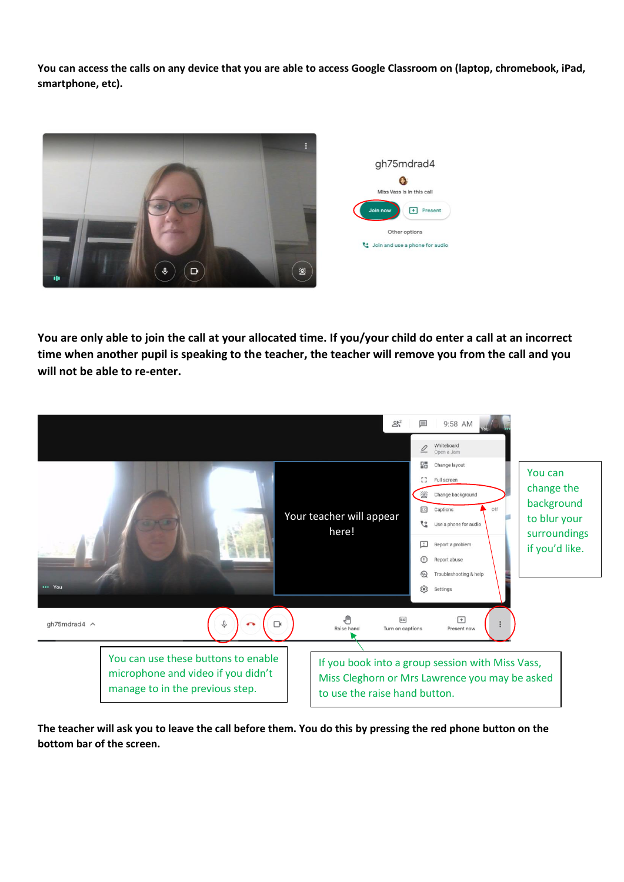**You can access the calls on any device that you are able to access Google Classroom on (laptop, chromebook, iPad, smartphone, etc).**

**You are only able to join the call at your allocated time. If you/your child do enter a call at an incorrect time when another pupil is speaking to the teacher, the teacher will remove you from the call and you will not be able to re-enter.**

Your teacher will appear here!

You can change the background to blur your surroundings if you'd like.

You can use these buttons to enable microphone and video if you didn't manage to in the previous step.

If you book into a group session with Miss Vass, Miss Cleghorn or Mrs Lawrence you may be asked to use the raise hand button.

**The teacher will ask you to leave the call before them. You do this by pressing the red phone button on the bottom bar of the screen.**